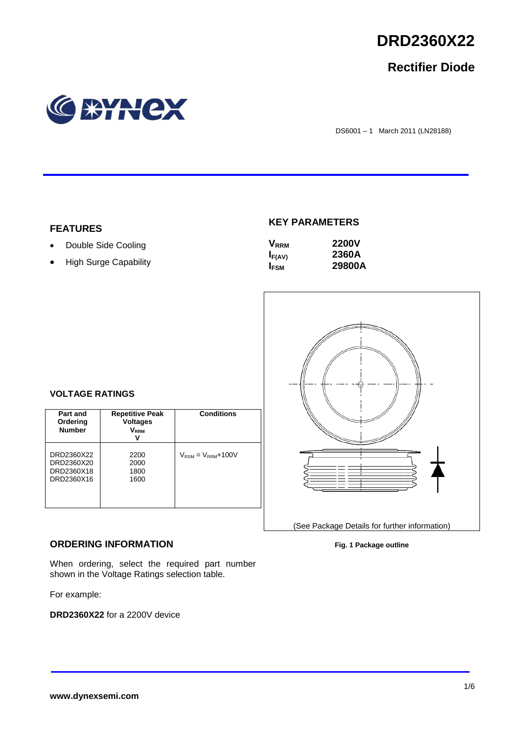# DRD2360X22

## Rectifier Diode

DS6001 – 1 March 2011 (LN28188)

## FEATURES

- Double Side Cooling
- High Surge Capability

## KEY PARAMETERS

| | |
|---|---|
| $V_{RRM}$ | **2200V** |
| $I_{F(AV)}$ | **2360A** |
| $I_{FSM}$ | **29800A** |

## VOLTAGE RATINGS

| Part and Ordering Number | Repetitive Peak Voltages $V_{RRM}$ V | Conditions |
|---|---|---|
| DRD2360X22<br>DRD2360X20<br>DRD2360X18<br>DRD2360X16 | 2200<br>2000<br>1800<br>1600 | $V_{RSM} = V_{RRM}$+100V |

(See Package Details for further information)

**Fig. 1 Package outline**

## ORDERING INFORMATION

When ordering, select the required part number shown in the Voltage Ratings selection table.

For example:

**DRD2360X22** for a 2200V device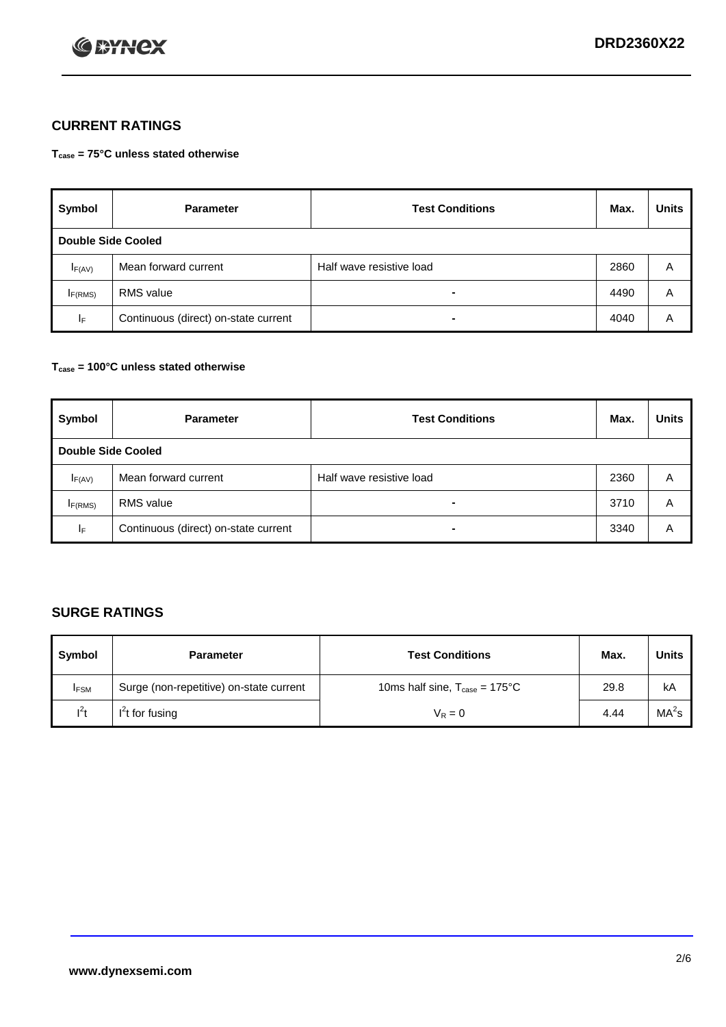## CURRENT RATINGS

**$T_{case}$ = 75°C unless stated otherwise**

| Symbol | Parameter | Test Conditions | Max. | Units |
|---|---|---|---|---|
| **Double Side Cooled** | | | | |
| $I_{F(AV)}$ | Mean forward current | Half wave resistive load | 2860 | A |
| $I_{F(RMS)}$ | RMS value | - | 4490 | A |
| $I_F$ | Continuous (direct) on-state current | - | 4040 | A |

**$T_{case}$ = 100°C unless stated otherwise**

| Symbol | Parameter | Test Conditions | Max. | Units |
|---|---|---|---|---|
| **Double Side Cooled** | | | | |
| $I_{F(AV)}$ | Mean forward current | Half wave resistive load | 2360 | A |
| $I_{F(RMS)}$ | RMS value | - | 3710 | A |
| $I_F$ | Continuous (direct) on-state current | - | 3340 | A |

## SURGE RATINGS

| Symbol | Parameter | Test Conditions | Max. | Units |
|---|---|---|---|---|
| $I_{FSM}$ | Surge (non-repetitive) on-state current | 10ms half sine, $T_{case}$ = 175°C | 29.8 | kA |
| $I^2t$ | $I^2t$ for fusing | $V_R = 0$ | 4.44 | $MA^2s$ |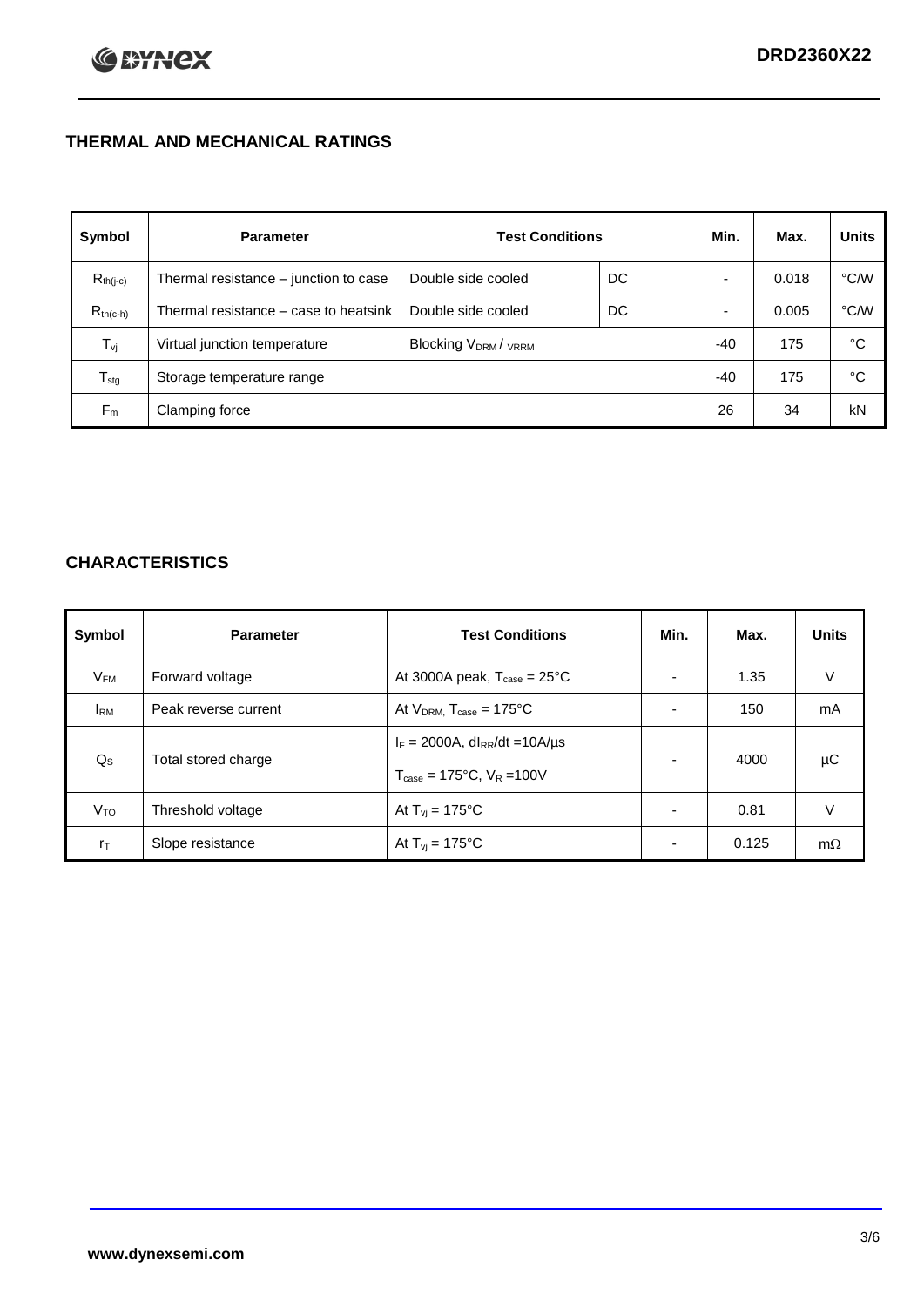## THERMAL AND MECHANICAL RATINGS

| Symbol | Parameter | Test Conditions | | Min. | Max. | Units |
|---|---|---|---|---|---|---|
| $R_{th(j-c)}$ | Thermal resistance – junction to case | Double side cooled | DC | - | 0.018 | °C/W |
| $R_{th(c-h)}$ | Thermal resistance – case to heatsink | Double side cooled | DC | - | 0.005 | °C/W |
| $T_{vj}$ | Virtual junction temperature | Blocking $V_{DRM}$ / $V_{RRM}$ | | -40 | 175 | °C |
| $T_{stg}$ | Storage temperature range | | | -40 | 175 | °C |
| $F_m$ | Clamping force | | | 26 | 34 | kN |

## CHARACTERISTICS

| Symbol | Parameter | Test Conditions | Min. | Max. | Units |
|---|---|---|---|---|---|
| $V_{FM}$ | Forward voltage | At 3000A peak, $T_{case}$ = 25°C | - | 1.35 | V |
| $I_{RM}$ | Peak reverse current | At $V_{DRM}$, $T_{case}$ = 175°C | - | 150 | mA |
| $Q_S$ | Total stored charge | $I_F$ = 2000A, $dI_{RR}/dt$ =10A/µs<br>$T_{case}$ = 175°C, $V_R$ =100V | - | 4000 | µC |
| $V_{TO}$ | Threshold voltage | At $T_{vj}$ = 175°C | - | 0.81 | V |
| $r_T$ | Slope resistance | At $T_{vj}$ = 175°C | - | 0.125 | mΩ |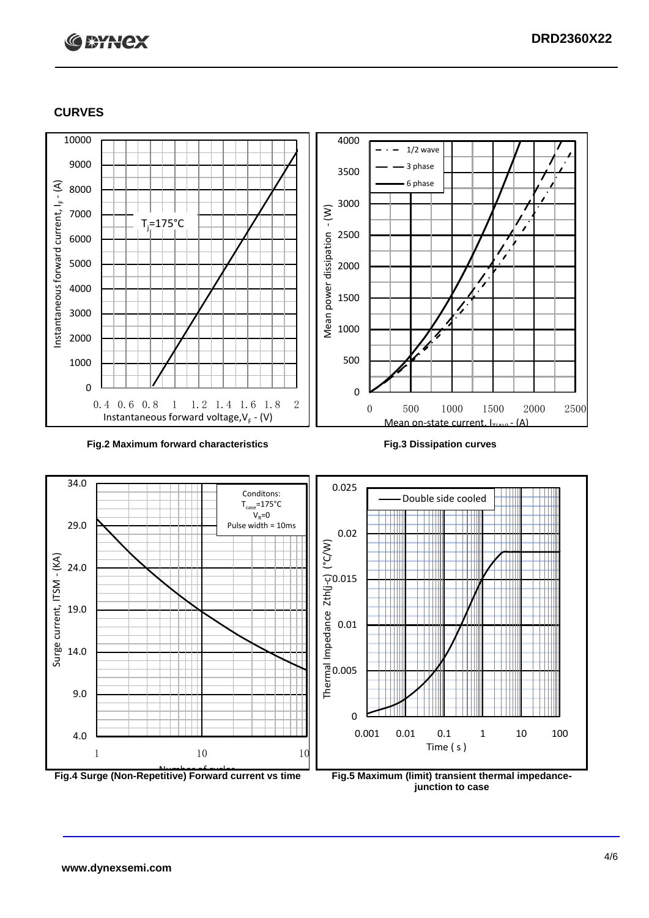## CURVES

Fig.2 Maximum forward characteristics

Fig.3 Dissipation curves

Fig.4 Surge (Non-Repetitive) Forward current vs time

Fig.5 Maximum (limit) transient thermal impedance-junction to case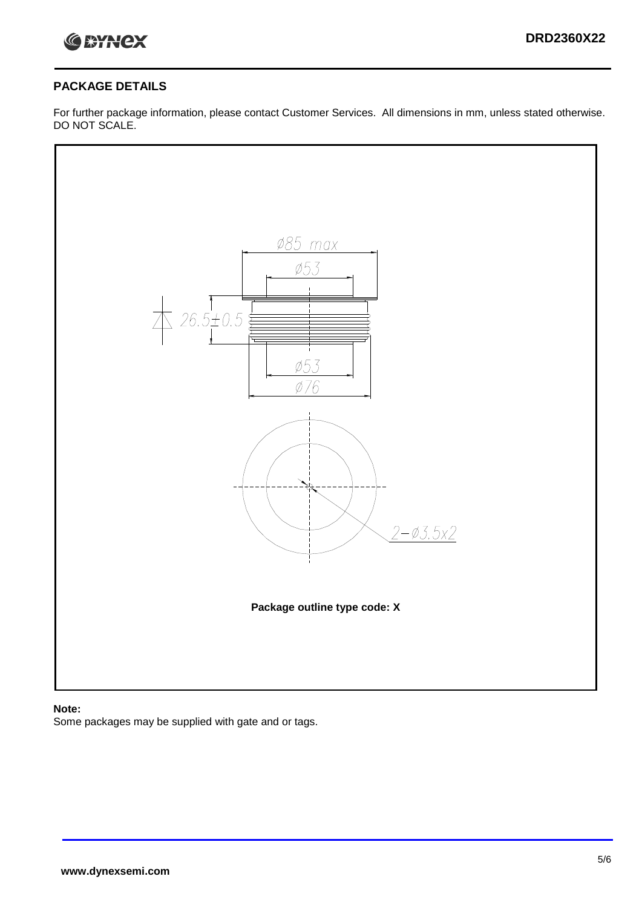## PACKAGE DETAILS

For further package information, please contact Customer Services. All dimensions in mm, unless stated otherwise. DO NOT SCALE.

Ø85 max

Ø53

26.5±0.5

Ø53

Ø76

2−Ø3.5x2

**Package outline type code: X**

**Note:**

Some packages may be supplied with gate and or tags.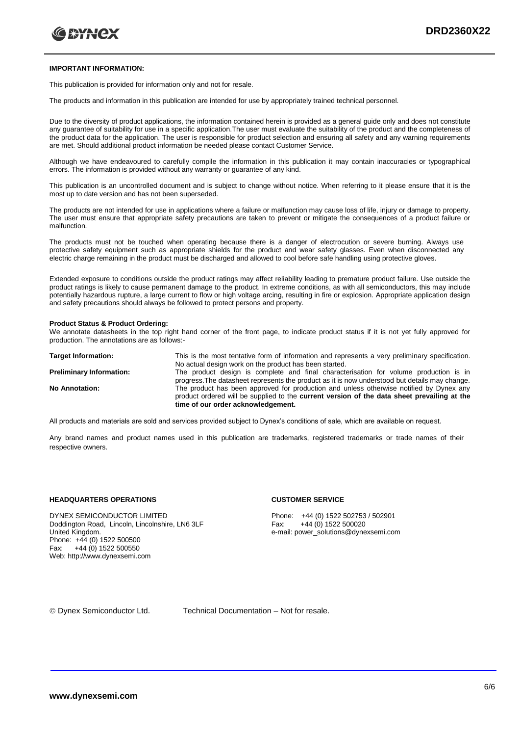**IMPORTANT INFORMATION:**

This publication is provided for information only and not for resale.

The products and information in this publication are intended for use by appropriately trained technical personnel.

Due to the diversity of product applications, the information contained herein is provided as a general guide only and does not constitute any guarantee of suitability for use in a specific application.The user must evaluate the suitability of the product and the completeness of the product data for the application. The user is responsible for product selection and ensuring all safety and any warning requirements are met. Should additional product information be needed please contact Customer Service.

Although we have endeavoured to carefully compile the information in this publication it may contain inaccuracies or typographical errors. The information is provided without any warranty or guarantee of any kind.

This publication is an uncontrolled document and is subject to change without notice. When referring to it please ensure that it is the most up to date version and has not been superseded.

The products are not intended for use in applications where a failure or malfunction may cause loss of life, injury or damage to property. The user must ensure that appropriate safety precautions are taken to prevent or mitigate the consequences of a product failure or malfunction.

The products must not be touched when operating because there is a danger of electrocution or severe burning. Always use protective safety equipment such as appropriate shields for the product and wear safety glasses. Even when disconnected any electric charge remaining in the product must be discharged and allowed to cool before safe handling using protective gloves.

Extended exposure to conditions outside the product ratings may affect reliability leading to premature product failure. Use outside the product ratings is likely to cause permanent damage to the product. In extreme conditions, as with all semiconductors, this may include potentially hazardous rupture, a large current to flow or high voltage arcing, resulting in fire or explosion. Appropriate application design and safety precautions should always be followed to protect persons and property.

**Product Status & Product Ordering:**

We annotate datasheets in the top right hand corner of the front page, to indicate product status if it is not yet fully approved for production. The annotations are as follows:-

| | |
|---|---|
| **Target Information:** | This is the most tentative form of information and represents a very preliminary specification. No actual design work on the product has been started. |
| **Preliminary Information:** | The product design is complete and final characterisation for volume production is in progress.The datasheet represents the product as it is now understood but details may change. |
| **No Annotation:** | The product has been approved for production and unless otherwise notified by Dynex any product ordered will be supplied to the **current version of the data sheet prevailing at the time of our order acknowledgement.** |

All products and materials are sold and services provided subject to Dynex's conditions of sale, which are available on request.

Any brand names and product names used in this publication are trademarks, registered trademarks or trade names of their respective owners.

**HEADQUARTERS OPERATIONS**

DYNEX SEMICONDUCTOR LIMITED
Doddington Road, Lincoln, Lincolnshire, LN6 3LF
United Kingdom.
Phone: +44 (0) 1522 500500
Fax: +44 (0) 1522 500550
Web: http://www.dynexsemi.com

**CUSTOMER SERVICE**

Phone: +44 (0) 1522 502753 / 502901
Fax: +44 (0) 1522 500020
e-mail: power_solutions@dynexsemi.com

© Dynex Semiconductor Ltd. Technical Documentation – Not for resale.